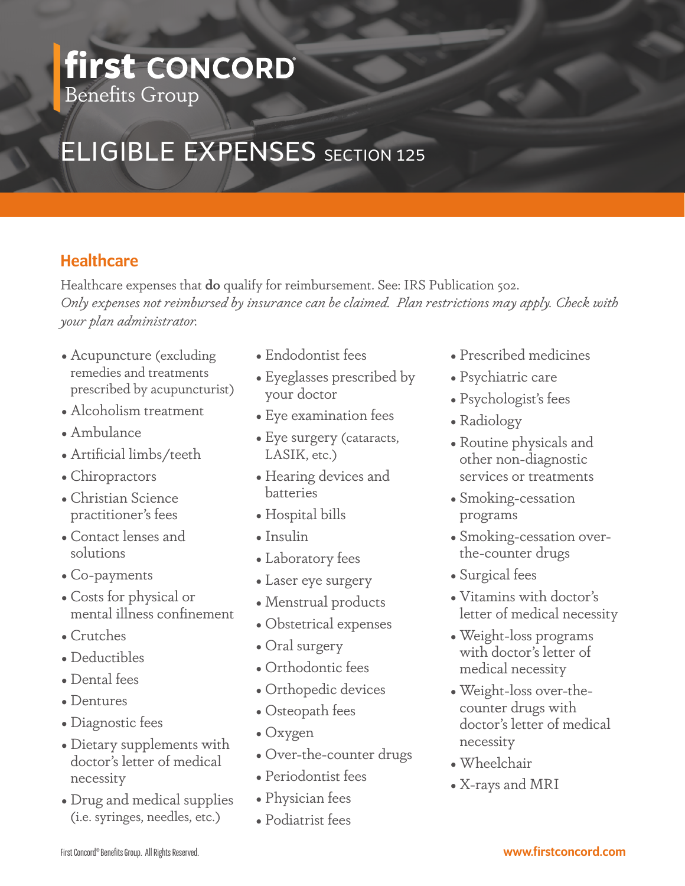# first CONCORD Benefits Group

# ELIGIBLE EXPENSES SECTION 125

## Healthcare

Healthcare expenses that **do** qualify for reimbursement. See: IRS Publication 502.
*Only expenses not reimbursed by insurance can be claimed. Plan restrictions may apply. Check with your plan administrator.*

- Acupuncture (excluding remedies and treatments prescribed by acupuncturist)
- Alcoholism treatment
- Ambulance
- Artificial limbs/teeth
- Chiropractors
- Christian Science practitioner's fees
- Contact lenses and solutions
- Co-payments
- Costs for physical or mental illness confinement
- Crutches
- Deductibles
- Dental fees
- Dentures
- Diagnostic fees
- Dietary supplements with doctor's letter of medical necessity
- Drug and medical supplies (i.e. syringes, needles, etc.)
- Endodontist fees
- Eyeglasses prescribed by your doctor
- Eye examination fees
- Eye surgery (cataracts, LASIK, etc.)
- Hearing devices and batteries
- Hospital bills
- Insulin
- Laboratory fees
- Laser eye surgery
- Menstrual products
- Obstetrical expenses
- Oral surgery
- Orthodontist fees
- Orthopedic devices
- Osteopath fees
- Oxygen
- Over-the-counter drugs
- Periodontist fees
- Physician fees
- Podiatrist fees
- Prescribed medicines
- Psychiatric care
- Psychologist's fees
- Radiology
- Routine physicals and other non-diagnostic services or treatments
- Smoking-cessation programs
- Smoking-cessation over-the-counter drugs
- Surgical fees
- Vitamins with doctor's letter of medical necessity
- Weight-loss programs with doctor's letter of medical necessity
- Weight-loss over-the-counter drugs with doctor's letter of medical necessity
- Wheelchair
- X-rays and MRI

First Concord® Benefits Group. All Rights Reserved.

www.firstconcord.com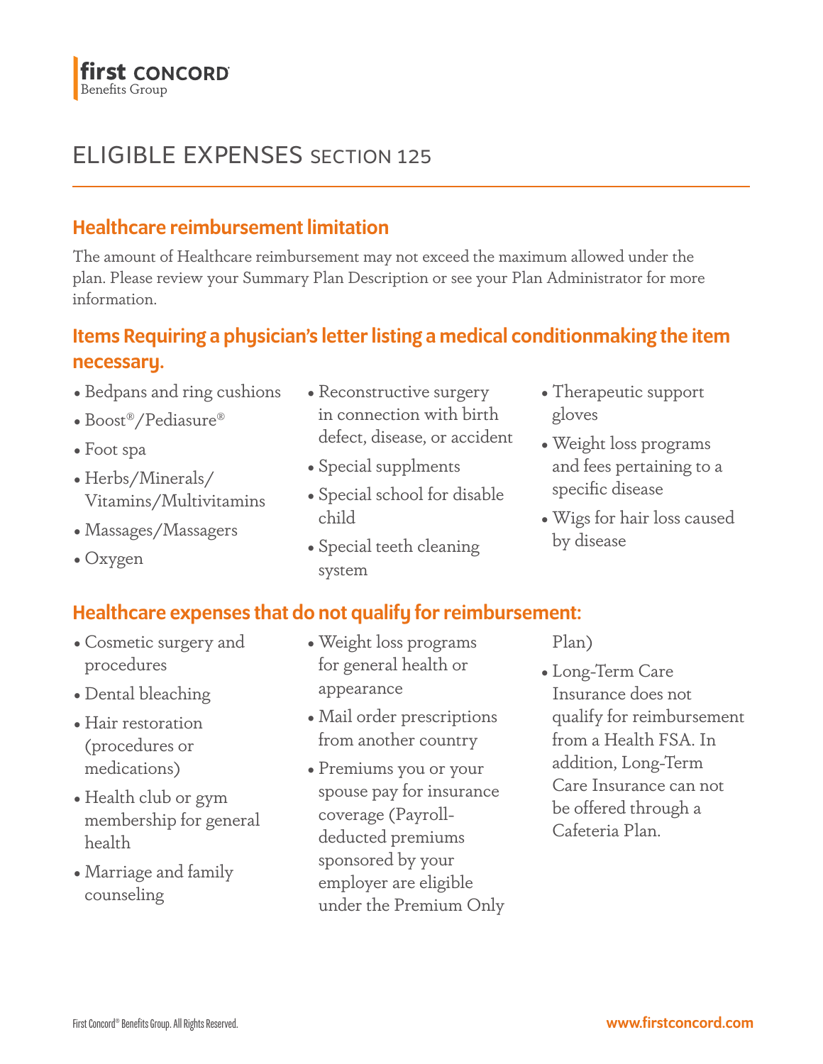# ELIGIBLE EXPENSES SECTION 125

## Healthcare reimbursement limitation

The amount of Healthcare reimbursement may not exceed the maximum allowed under the plan. Please review your Summary Plan Description or see your Plan Administrator for more information.

## Items Requiring a physician's letter listing a medical conditionmaking the item necessary.

- Bedpans and ring cushions
- Boost®/Pediasure®
- Foot spa
- Herbs/Minerals/ Vitamins/Multivitamins
- Massages/Massagers
- Oxygen
- Reconstructive surgery in connection with birth defect, disease, or accident
- Special supplments
- Special school for disable child
- Special teeth cleaning system
- Therapeutic support gloves
- Weight loss programs and fees pertaining to a specific disease
- Wigs for hair loss caused by disease

## Healthcare expenses that do not qualify for reimbursement:

- Cosmetic surgery and procedures
- Dental bleaching
- Hair restoration (procedures or medications)
- Health club or gym membership for general health
- Marriage and family counseling
- Weight loss programs for general health or appearance
- Mail order prescriptions from another country
- Premiums you or your spouse pay for insurance coverage (Payroll-deducted premiums sponsored by your employer are eligible under the Premium Only Plan)
- Long-Term Care Insurance does not qualify for reimbursement from a Health FSA. In addition, Long-Term Care Insurance can not be offered through a Cafeteria Plan.